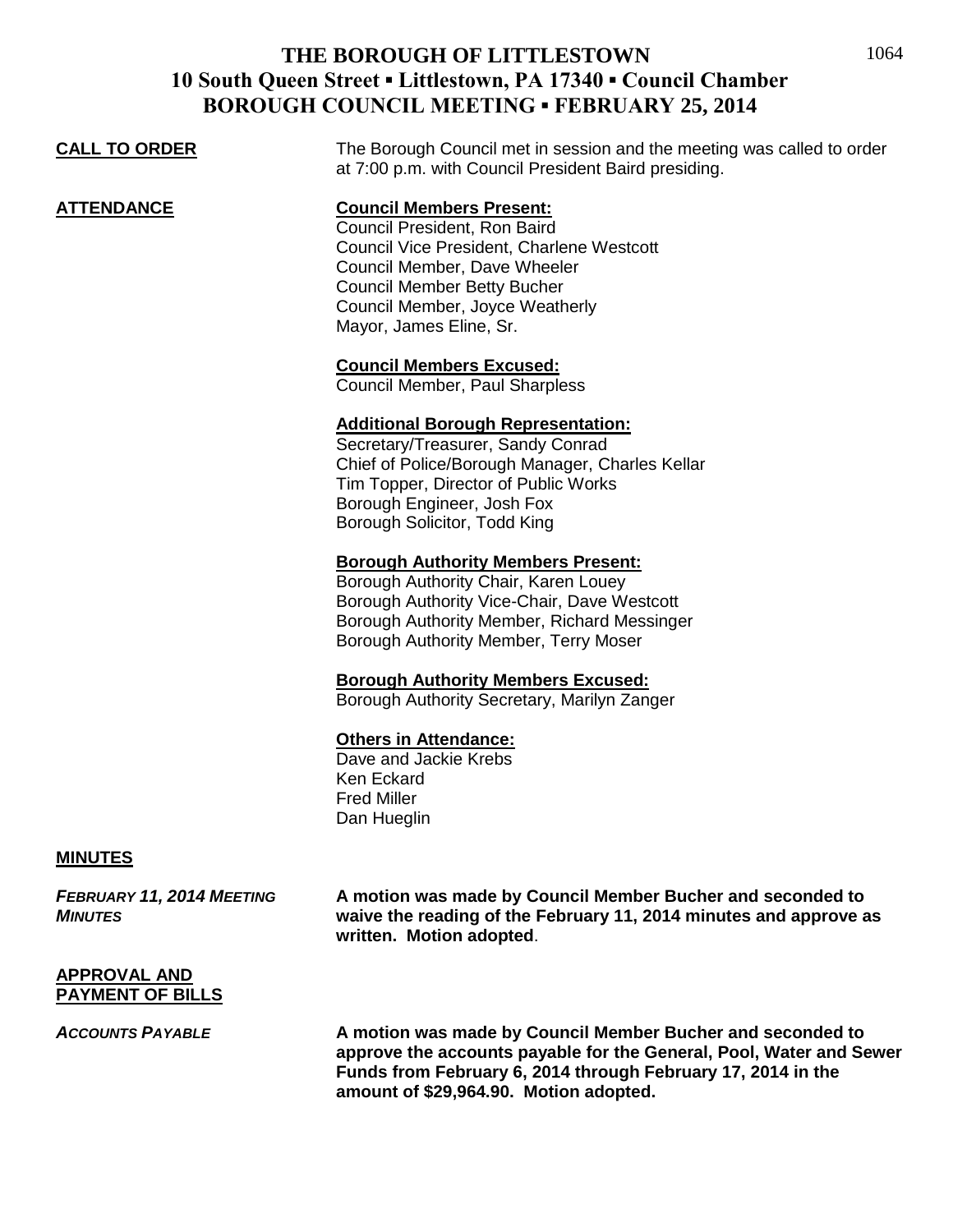# THE BOROUGH OF LITTLESTOWN
## 10 South Queen Street ▪ Littlestown, PA 17340 ▪ Council Chamber
## BOROUGH COUNCIL MEETING ▪ FEBRUARY 25, 2014

**CALL TO ORDER**

The Borough Council met in session and the meeting was called to order at 7:00 p.m. with Council President Baird presiding.

**ATTENDANCE**

**Council Members Present:**
Council President, Ron Baird
Council Vice President, Charlene Westcott
Council Member, Dave Wheeler
Council Member Betty Bucher
Council Member, Joyce Weatherly
Mayor, James Eline, Sr.

**Council Members Excused:**
Council Member, Paul Sharpless

**Additional Borough Representation:**
Secretary/Treasurer, Sandy Conrad
Chief of Police/Borough Manager, Charles Kellar
Tim Topper, Director of Public Works
Borough Engineer, Josh Fox
Borough Solicitor, Todd King

**Borough Authority Members Present:**
Borough Authority Chair, Karen Louey
Borough Authority Vice-Chair, Dave Westcott
Borough Authority Member, Richard Messinger
Borough Authority Member, Terry Moser

**Borough Authority Members Excused:**
Borough Authority Secretary, Marilyn Zanger

**Others in Attendance:**
Dave and Jackie Krebs
Ken Eckard
Fred Miller
Dan Hueglin

**MINUTES**

***FEBRUARY 11, 2014 MEETING MINUTES***

**A motion was made by Council Member Bucher and seconded to waive the reading of the February 11, 2014 minutes and approve as written. Motion adopted**.

**APPROVAL AND PAYMENT OF BILLS**

***ACCOUNTS PAYABLE***

**A motion was made by Council Member Bucher and seconded to approve the accounts payable for the General, Pool, Water and Sewer Funds from February 6, 2014 through February 17, 2014 in the amount of $29,964.90. Motion adopted.**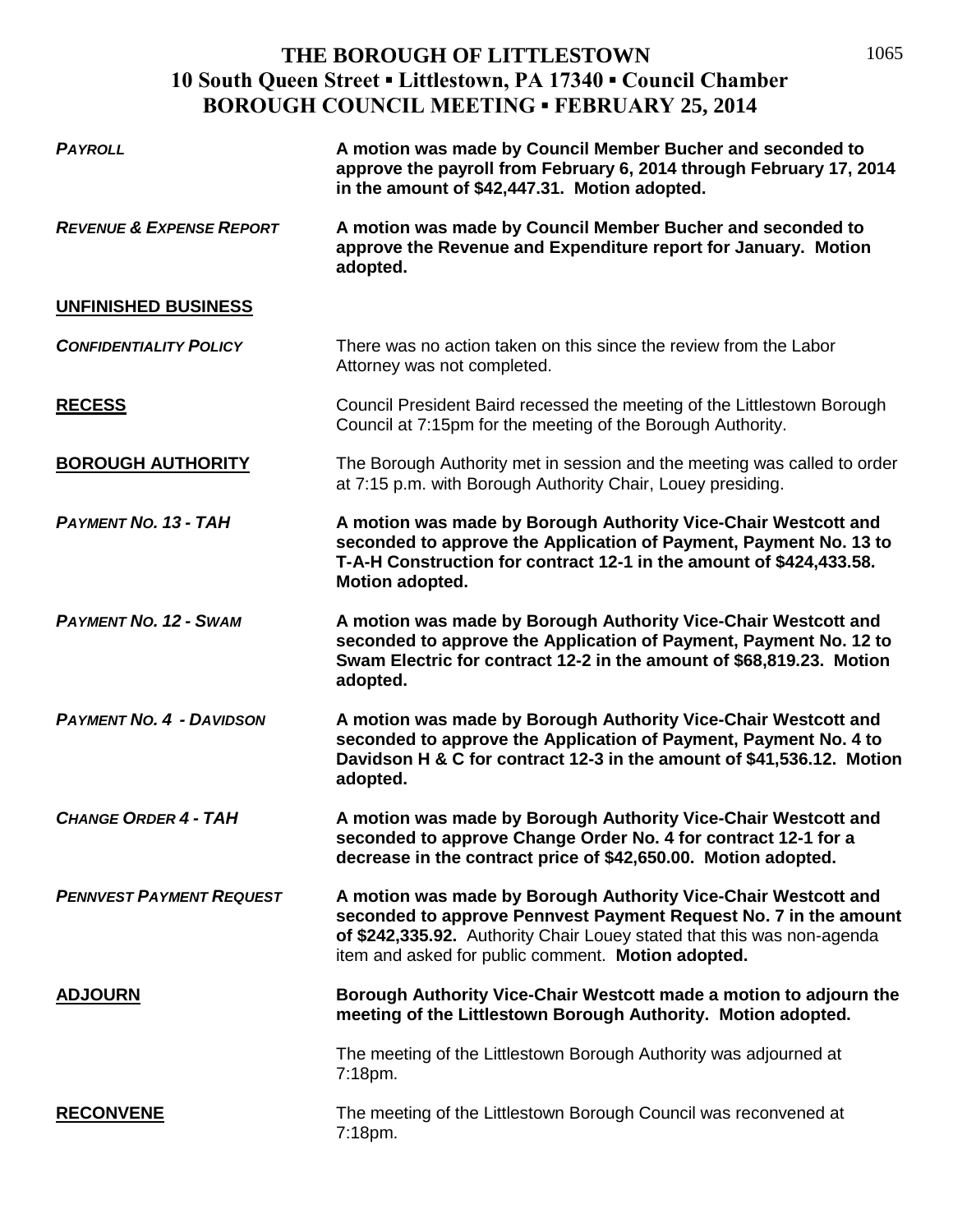# THE BOROUGH OF LITTLESTOWN
## 10 South Queen Street ▪ Littlestown, PA 17340 ▪ Council Chamber
## BOROUGH COUNCIL MEETING ▪ FEBRUARY 25, 2014

***PAYROLL*** **A motion was made by Council Member Bucher and seconded to approve the payroll from February 6, 2014 through February 17, 2014 in the amount of $42,447.31. Motion adopted.**

***REVENUE & EXPENSE REPORT*** **A motion was made by Council Member Bucher and seconded to approve the Revenue and Expenditure report for January. Motion adopted.**

**UNFINISHED BUSINESS**

***CONFIDENTIALITY POLICY*** There was no action taken on this since the review from the Labor Attorney was not completed.

**RECESS** Council President Baird recessed the meeting of the Littlestown Borough Council at 7:15pm for the meeting of the Borough Authority.

**BOROUGH AUTHORITY** The Borough Authority met in session and the meeting was called to order at 7:15 p.m. with Borough Authority Chair, Louey presiding.

***PAYMENT NO. 13 - TAH*** **A motion was made by Borough Authority Vice-Chair Westcott and seconded to approve the Application of Payment, Payment No. 13 to T-A-H Construction for contract 12-1 in the amount of $424,433.58. Motion adopted.**

***PAYMENT NO. 12 - SWAM*** **A motion was made by Borough Authority Vice-Chair Westcott and seconded to approve the Application of Payment, Payment No. 12 to Swam Electric for contract 12-2 in the amount of $68,819.23. Motion adopted.**

***PAYMENT NO. 4 - DAVIDSON*** **A motion was made by Borough Authority Vice-Chair Westcott and seconded to approve the Application of Payment, Payment No. 4 to Davidson H & C for contract 12-3 in the amount of $41,536.12. Motion adopted.**

***CHANGE ORDER 4 - TAH*** **A motion was made by Borough Authority Vice-Chair Westcott and seconded to approve Change Order No. 4 for contract 12-1 for a decrease in the contract price of $42,650.00. Motion adopted.**

***PENNVEST PAYMENT REQUEST*** **A motion was made by Borough Authority Vice-Chair Westcott and seconded to approve Pennvest Payment Request No. 7 in the amount of $242,335.92.** Authority Chair Louey stated that this was non-agenda item and asked for public comment. **Motion adopted.**

**ADJOURN** **Borough Authority Vice-Chair Westcott made a motion to adjourn the meeting of the Littlestown Borough Authority. Motion adopted.**

The meeting of the Littlestown Borough Authority was adjourned at 7:18pm.

**RECONVENE** The meeting of the Littlestown Borough Council was reconvened at 7:18pm.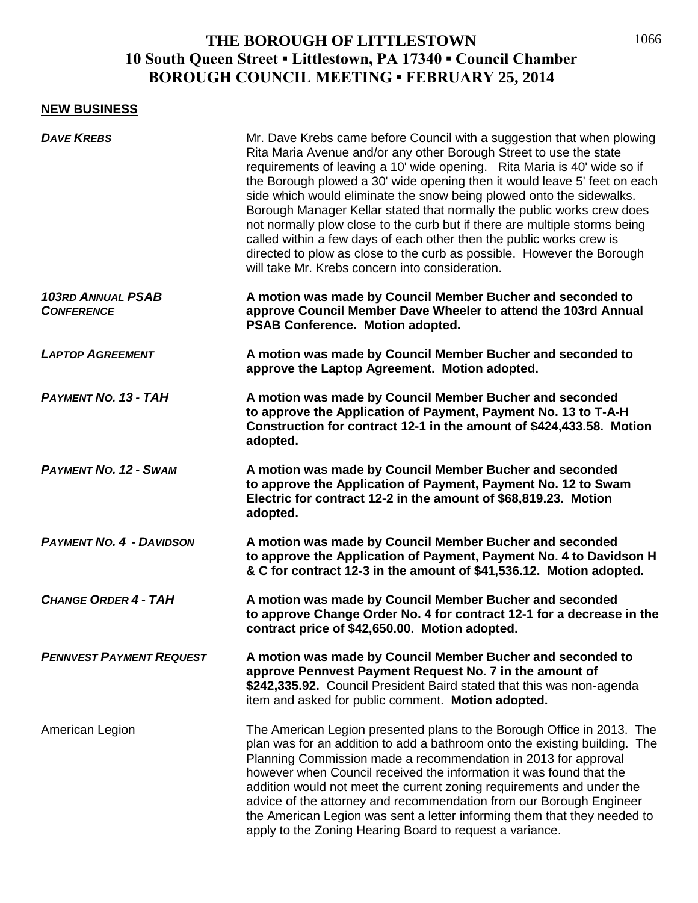# THE BOROUGH OF LITTLESTOWN
## 10 South Queen Street ▪ Littlestown, PA 17340 ▪ Council Chamber
## BOROUGH COUNCIL MEETING ▪ FEBRUARY 25, 2014

**NEW BUSINESS**

***DAVE KREBS***

Mr. Dave Krebs came before Council with a suggestion that when plowing Rita Maria Avenue and/or any other Borough Street to use the state requirements of leaving a 10' wide opening. Rita Maria is 40' wide so if the Borough plowed a 30' wide opening then it would leave 5' feet on each side which would eliminate the snow being plowed onto the sidewalks. Borough Manager Kellar stated that normally the public works crew does not normally plow close to the curb but if there are multiple storms being called within a few days of each other then the public works crew is directed to plow as close to the curb as possible. However the Borough will take Mr. Krebs concern into consideration.

***103RD ANNUAL PSAB CONFERENCE***

**A motion was made by Council Member Bucher and seconded to approve Council Member Dave Wheeler to attend the 103rd Annual PSAB Conference. Motion adopted.**

***LAPTOP AGREEMENT***

**A motion was made by Council Member Bucher and seconded to approve the Laptop Agreement. Motion adopted.**

***PAYMENT NO. 13 - TAH***

**A motion was made by Council Member Bucher and seconded to approve the Application of Payment, Payment No. 13 to T-A-H Construction for contract 12-1 in the amount of $424,433.58. Motion adopted.**

***PAYMENT NO. 12 - SWAM***

**A motion was made by Council Member Bucher and seconded to approve the Application of Payment, Payment No. 12 to Swam Electric for contract 12-2 in the amount of $68,819.23. Motion adopted.**

***PAYMENT NO. 4 - DAVIDSON***

**A motion was made by Council Member Bucher and seconded to approve the Application of Payment, Payment No. 4 to Davidson H & C for contract 12-3 in the amount of $41,536.12. Motion adopted.**

***CHANGE ORDER 4 - TAH***

**A motion was made by Council Member Bucher and seconded to approve Change Order No. 4 for contract 12-1 for a decrease in the contract price of $42,650.00. Motion adopted.**

***PENNVEST PAYMENT REQUEST***

**A motion was made by Council Member Bucher and seconded to approve Pennvest Payment Request No. 7 in the amount of $242,335.92.** Council President Baird stated that this was non-agenda item and asked for public comment. **Motion adopted.**

American Legion

The American Legion presented plans to the Borough Office in 2013. The plan was for an addition to add a bathroom onto the existing building. The Planning Commission made a recommendation in 2013 for approval however when Council received the information it was found that the addition would not meet the current zoning requirements and under the advice of the attorney and recommendation from our Borough Engineer the American Legion was sent a letter informing them that they needed to apply to the Zoning Hearing Board to request a variance.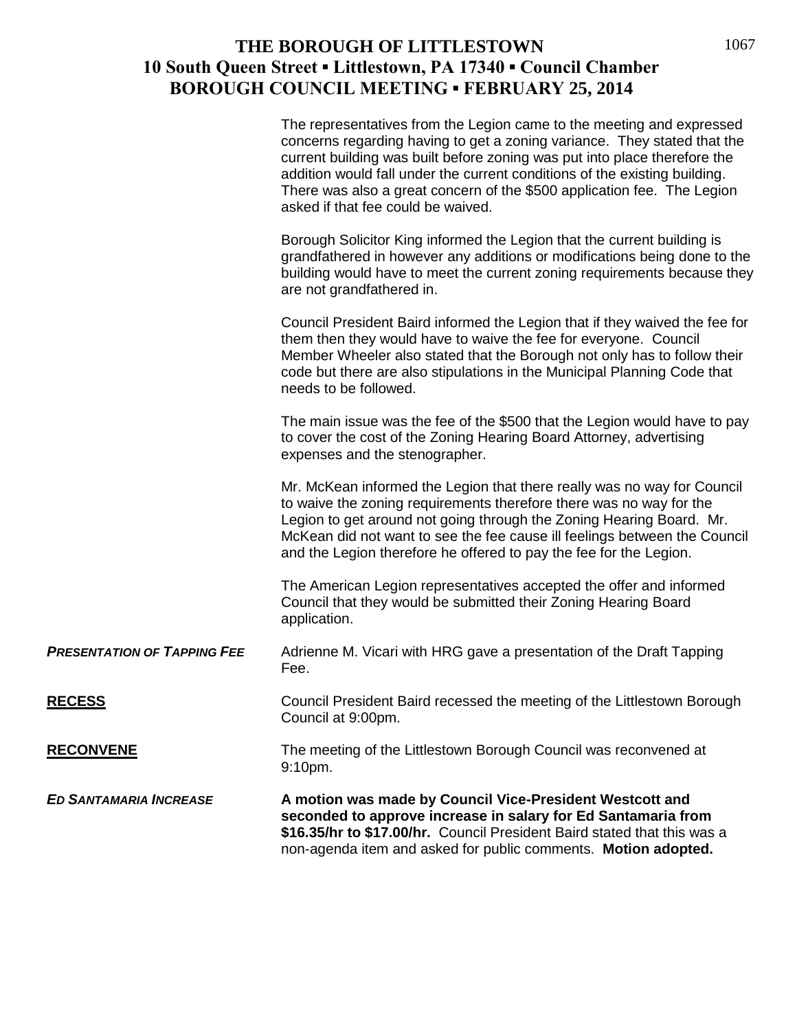The representatives from the Legion came to the meeting and expressed concerns regarding having to get a zoning variance. They stated that the current building was built before zoning was put into place therefore the addition would fall under the current conditions of the existing building. There was also a great concern of the $500 application fee. The Legion asked if that fee could be waived.

Borough Solicitor King informed the Legion that the current building is grandfathered in however any additions or modifications being done to the building would have to meet the current zoning requirements because they are not grandfathered in.

Council President Baird informed the Legion that if they waived the fee for them then they would have to waive the fee for everyone. Council Member Wheeler also stated that the Borough not only has to follow their code but there are also stipulations in the Municipal Planning Code that needs to be followed.

The main issue was the fee of the $500 that the Legion would have to pay to cover the cost of the Zoning Hearing Board Attorney, advertising expenses and the stenographer.

Mr. McKean informed the Legion that there really was no way for Council to waive the zoning requirements therefore there was no way for the Legion to get around not going through the Zoning Hearing Board. Mr. McKean did not want to see the fee cause ill feelings between the Council and the Legion therefore he offered to pay the fee for the Legion.

The American Legion representatives accepted the offer and informed Council that they would be submitted their Zoning Hearing Board application.

***PRESENTATION OF TAPPING FEE*** Adrienne M. Vicari with HRG gave a presentation of the Draft Tapping Fee.

**RECESS** Council President Baird recessed the meeting of the Littlestown Borough Council at 9:00pm.

**RECONVENE** The meeting of the Littlestown Borough Council was reconvened at 9:10pm.

***ED SANTAMARIA INCREASE*** **A motion was made by Council Vice-President Westcott and seconded to approve increase in salary for Ed Santamaria from $16.35/hr to $17.00/hr.** Council President Baird stated that this was a non-agenda item and asked for public comments. **Motion adopted.**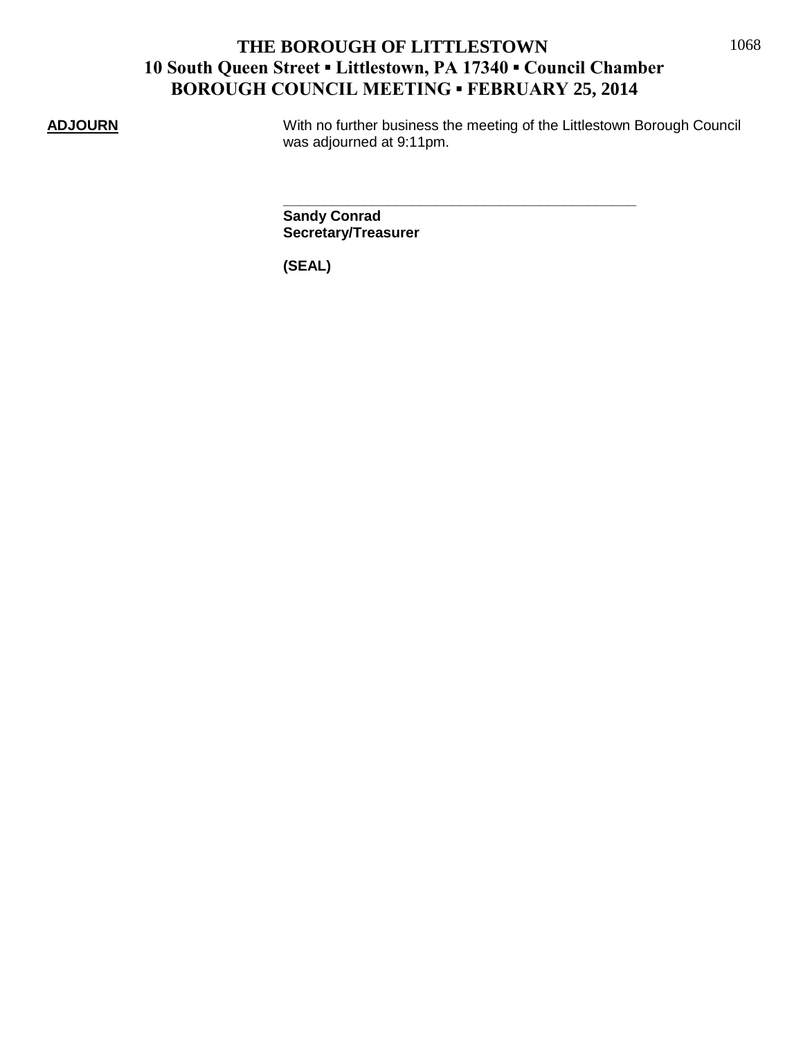**ADJOURN**

With no further business the meeting of the Littlestown Borough Council was adjourned at 9:11pm.

\_\_\_\_\_\_\_\_\_\_\_\_\_\_\_\_\_\_\_\_\_\_\_\_\_\_\_\_\_\_\_\_\_\_\_\_\_\_\_\_\_\_\_\_

**Sandy Conrad**
**Secretary/Treasurer**

**(SEAL)**